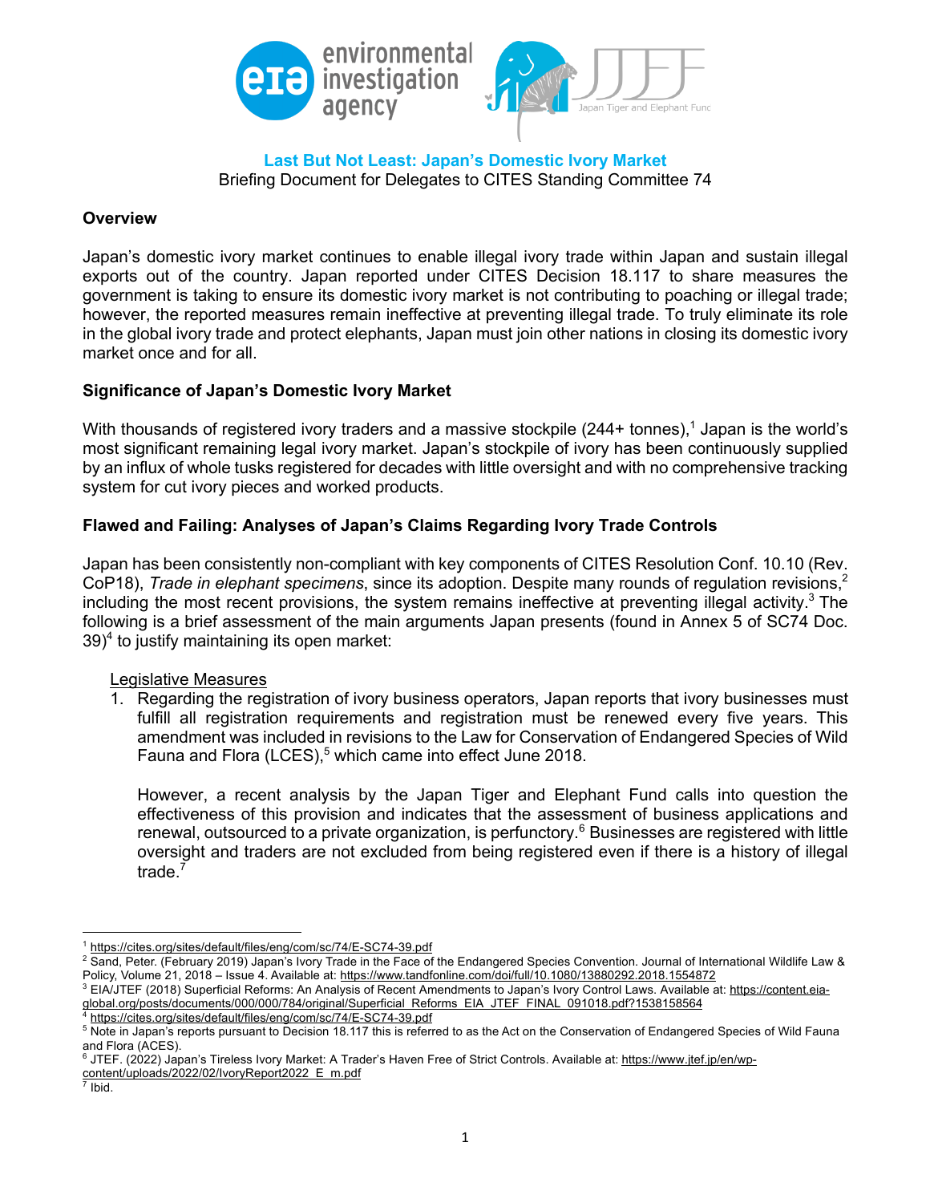## Last But Not Least: Japan's Domestic Ivory Market

Briefing Document for Delegates to CITES Standing Committee 74

### Overview

Japan's domestic ivory market continues to enable illegal ivory trade within Japan and sustain illegal exports out of the country. Japan reported under CITES Decision 18.117 to share measures the government is taking to ensure its domestic ivory market is not contributing to poaching or illegal trade; however, the reported measures remain ineffective at preventing illegal trade. To truly eliminate its role in the global ivory trade and protect elephants, Japan must join other nations in closing its domestic ivory market once and for all.

### Significance of Japan's Domestic Ivory Market

With thousands of registered ivory traders and a massive stockpile (244+ tonnes),[1] Japan is the world's most significant remaining legal ivory market. Japan's stockpile of ivory has been continuously supplied by an influx of whole tusks registered for decades with little oversight and with no comprehensive tracking system for cut ivory pieces and worked products.

### Flawed and Failing: Analyses of Japan's Claims Regarding Ivory Trade Controls

Japan has been consistently non-compliant with key components of CITES Resolution Conf. 10.10 (Rev. CoP18), *Trade in elephant specimens*, since its adoption. Despite many rounds of regulation revisions,[2] including the most recent provisions, the system remains ineffective at preventing illegal activity.[3] The following is a brief assessment of the main arguments Japan presents (found in Annex 5 of SC74 Doc. 39)[4] to justify maintaining its open market:

Legislative Measures

1. Regarding the registration of ivory business operators, Japan reports that ivory businesses must fulfill all registration requirements and registration must be renewed every five years. This amendment was included in revisions to the Law for Conservation of Endangered Species of Wild Fauna and Flora (LCES),[5] which came into effect June 2018.

   However, a recent analysis by the Japan Tiger and Elephant Fund calls into question the effectiveness of this provision and indicates that the assessment of business applications and renewal, outsourced to a private organization, is perfunctory.[6] Businesses are registered with little oversight and traders are not excluded from being registered even if there is a history of illegal trade.[7]

---

[1] https://cites.org/sites/default/files/eng/com/sc/74/E-SC74-39.pdf

[2] Sand, Peter. (February 2019) Japan's Ivory Trade in the Face of the Endangered Species Convention. Journal of International Wildlife Law & Policy, Volume 21, 2018 – Issue 4. Available at: https://www.tandfonline.com/doi/full/10.1080/13880292.2018.1554872

[3] EIA/JTEF (2018) Superficial Reforms: An Analysis of Recent Amendments to Japan's Ivory Control Laws. Available at: https://content.eia-global.org/posts/documents/000/000/784/original/Superficial_Reforms_EIA_JTEF_FINAL_091018.pdf?1538158564

[4] https://cites.org/sites/default/files/eng/com/sc/74/E-SC74-39.pdf

[5] Note in Japan's reports pursuant to Decision 18.117 this is referred to as the Act on the Conservation of Endangered Species of Wild Fauna and Flora (ACES).

[6] JTEF. (2022) Japan's Tireless Ivory Market: A Trader's Haven Free of Strict Controls. Available at: https://www.jtef.jp/en/wp-content/uploads/2022/02/IvoryReport2022_E_m.pdf

[7] Ibid.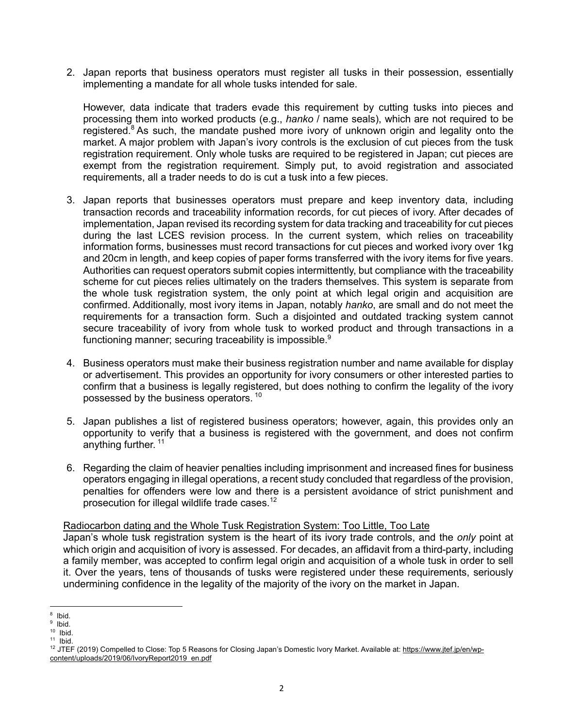2. Japan reports that business operators must register all tusks in their possession, essentially implementing a mandate for all whole tusks intended for sale.

   However, data indicate that traders evade this requirement by cutting tusks into pieces and processing them into worked products (e.g., *hanko* / name seals), which are not required to be registered.[8] As such, the mandate pushed more ivory of unknown origin and legality onto the market. A major problem with Japan's ivory controls is the exclusion of cut pieces from the tusk registration requirement. Only whole tusks are required to be registered in Japan; cut pieces are exempt from the registration requirement. Simply put, to avoid registration and associated requirements, all a trader needs to do is cut a tusk into a few pieces.

3. Japan reports that businesses operators must prepare and keep inventory data, including transaction records and traceability information records, for cut pieces of ivory. After decades of implementation, Japan revised its recording system for data tracking and traceability for cut pieces during the last LCES revision process. In the current system, which relies on traceability information forms, businesses must record transactions for cut pieces and worked ivory over 1kg and 20cm in length, and keep copies of paper forms transferred with the ivory items for five years. Authorities can request operators submit copies intermittently, but compliance with the traceability scheme for cut pieces relies ultimately on the traders themselves. This system is separate from the whole tusk registration system, the only point at which legal origin and acquisition are confirmed. Additionally, most ivory items in Japan, notably *hanko*, are small and do not meet the requirements for a transaction form. Such a disjointed and outdated tracking system cannot secure traceability of ivory from whole tusk to worked product and through transactions in a functioning manner; securing traceability is impossible.[9]

4. Business operators must make their business registration number and name available for display or advertisement. This provides an opportunity for ivory consumers or other interested parties to confirm that a business is legally registered, but does nothing to confirm the legality of the ivory possessed by the business operators.[10]

5. Japan publishes a list of registered business operators; however, again, this provides only an opportunity to verify that a business is registered with the government, and does not confirm anything further.[11]

6. Regarding the claim of heavier penalties including imprisonment and increased fines for business operators engaging in illegal operations, a recent study concluded that regardless of the provision, penalties for offenders were low and there is a persistent avoidance of strict punishment and prosecution for illegal wildlife trade cases.[12]

<u>Radiocarbon dating and the Whole Tusk Registration System: Too Little, Too Late</u>

Japan's whole tusk registration system is the heart of its ivory trade controls, and the *only* point at which origin and acquisition of ivory is assessed. For decades, an affidavit from a third-party, including a family member, was accepted to confirm legal origin and acquisition of a whole tusk in order to sell it. Over the years, tens of thousands of tusks were registered under these requirements, seriously undermining confidence in the legality of the majority of the ivory on the market in Japan.

---

[8] Ibid.
[9] Ibid.
[10] Ibid.
[11] Ibid.
[12] JTEF (2019) Compelled to Close: Top 5 Reasons for Closing Japan's Domestic Ivory Market. Available at: https://www.jtef.jp/en/wp-content/uploads/2019/06/IvoryReport2019_en.pdf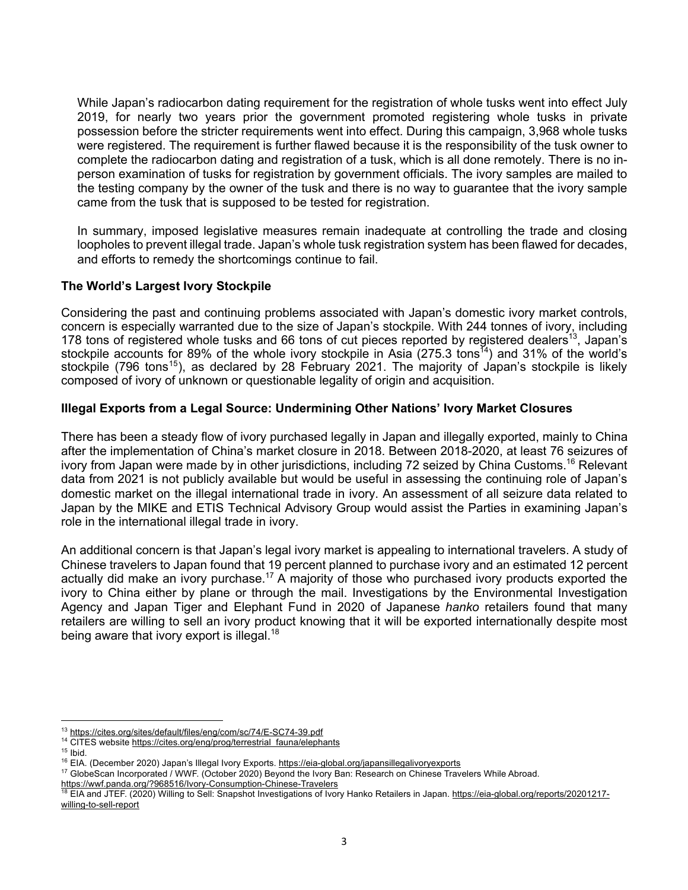While Japan's radiocarbon dating requirement for the registration of whole tusks went into effect July 2019, for nearly two years prior the government promoted registering whole tusks in private possession before the stricter requirements went into effect. During this campaign, 3,968 whole tusks were registered. The requirement is further flawed because it is the responsibility of the tusk owner to complete the radiocarbon dating and registration of a tusk, which is all done remotely. There is no in-person examination of tusks for registration by government officials. The ivory samples are mailed to the testing company by the owner of the tusk and there is no way to guarantee that the ivory sample came from the tusk that is supposed to be tested for registration.

In summary, imposed legislative measures remain inadequate at controlling the trade and closing loopholes to prevent illegal trade. Japan's whole tusk registration system has been flawed for decades, and efforts to remedy the shortcomings continue to fail.

**The World's Largest Ivory Stockpile**

Considering the past and continuing problems associated with Japan's domestic ivory market controls, concern is especially warranted due to the size of Japan's stockpile. With 244 tonnes of ivory, including 178 tons of registered whole tusks and 66 tons of cut pieces reported by registered dealers[13], Japan's stockpile accounts for 89% of the whole ivory stockpile in Asia (275.3 tons[14]) and 31% of the world's stockpile (796 tons[15]), as declared by 28 February 2021. The majority of Japan's stockpile is likely composed of ivory of unknown or questionable legality of origin and acquisition.

**Illegal Exports from a Legal Source: Undermining Other Nations' Ivory Market Closures**

There has been a steady flow of ivory purchased legally in Japan and illegally exported, mainly to China after the implementation of China's market closure in 2018. Between 2018-2020, at least 76 seizures of ivory from Japan were made by in other jurisdictions, including 72 seized by China Customs.[16] Relevant data from 2021 is not publicly available but would be useful in assessing the continuing role of Japan's domestic market on the illegal international trade in ivory. An assessment of all seizure data related to Japan by the MIKE and ETIS Technical Advisory Group would assist the Parties in examining Japan's role in the international illegal trade in ivory.

An additional concern is that Japan's legal ivory market is appealing to international travelers. A study of Chinese travelers to Japan found that 19 percent planned to purchase ivory and an estimated 12 percent actually did make an ivory purchase.[17] A majority of those who purchased ivory products exported the ivory to China either by plane or through the mail. Investigations by the Environmental Investigation Agency and Japan Tiger and Elephant Fund in 2020 of Japanese *hanko* retailers found that many retailers are willing to sell an ivory product knowing that it will be exported internationally despite most being aware that ivory export is illegal.[18]

---

[13] https://cites.org/sites/default/files/eng/com/sc/74/E-SC74-39.pdf
[14] CITES website https://cites.org/eng/prog/terrestrial_fauna/elephants
[15] Ibid.
[16] EIA. (December 2020) Japan's Illegal Ivory Exports. https://eia-global.org/japansillegalivoryexports
[17] GlobeScan Incorporated / WWF. (October 2020) Beyond the Ivory Ban: Research on Chinese Travelers While Abroad. https://wwf.panda.org/?968516/Ivory-Consumption-Chinese-Travelers
[18] EIA and JTEF. (2020) Willing to Sell: Snapshot Investigations of Ivory Hanko Retailers in Japan. https://eia-global.org/reports/20201217-willing-to-sell-report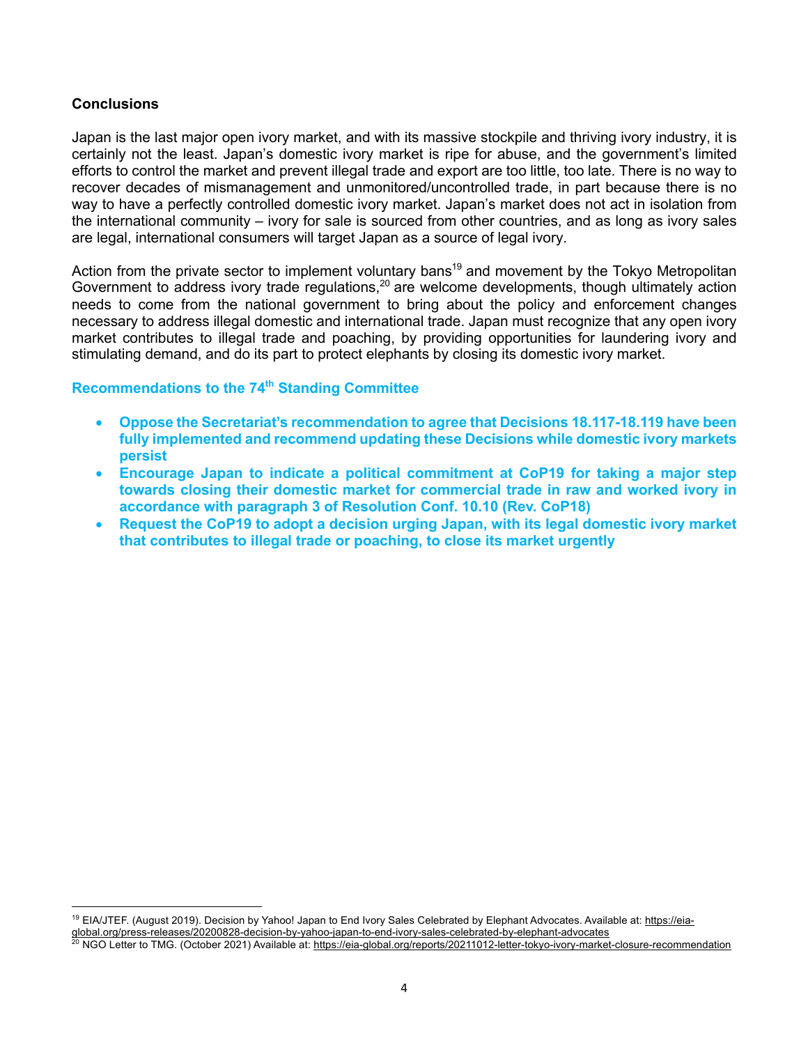## Conclusions

Japan is the last major open ivory market, and with its massive stockpile and thriving ivory industry, it is certainly not the least. Japan's domestic ivory market is ripe for abuse, and the government's limited efforts to control the market and prevent illegal trade and export are too little, too late. There is no way to recover decades of mismanagement and unmonitored/uncontrolled trade, in part because there is no way to have a perfectly controlled domestic ivory market. Japan's market does not act in isolation from the international community – ivory for sale is sourced from other countries, and as long as ivory sales are legal, international consumers will target Japan as a source of legal ivory.

Action from the private sector to implement voluntary bans[19] and movement by the Tokyo Metropolitan Government to address ivory trade regulations,[20] are welcome developments, though ultimately action needs to come from the national government to bring about the policy and enforcement changes necessary to address illegal domestic and international trade. Japan must recognize that any open ivory market contributes to illegal trade and poaching, by providing opportunities for laundering ivory and stimulating demand, and do its part to protect elephants by closing its domestic ivory market.

### Recommendations to the 74th Standing Committee

- **Oppose the Secretariat's recommendation to agree that Decisions 18.117-18.119 have been fully implemented and recommend updating these Decisions while domestic ivory markets persist**
- **Encourage Japan to indicate a political commitment at CoP19 for taking a major step towards closing their domestic market for commercial trade in raw and worked ivory in accordance with paragraph 3 of Resolution Conf. 10.10 (Rev. CoP18)**
- **Request the CoP19 to adopt a decision urging Japan, with its legal domestic ivory market that contributes to illegal trade or poaching, to close its market urgently**

---

[19] EIA/JTEF. (August 2019). Decision by Yahoo! Japan to End Ivory Sales Celebrated by Elephant Advocates. Available at: https://eia-global.org/press-releases/20200828-decision-by-yahoo-japan-to-end-ivory-sales-celebrated-by-elephant-advocates

[20] NGO Letter to TMG. (October 2021) Available at: https://eia-global.org/reports/20211012-letter-tokyo-ivory-market-closure-recommendation